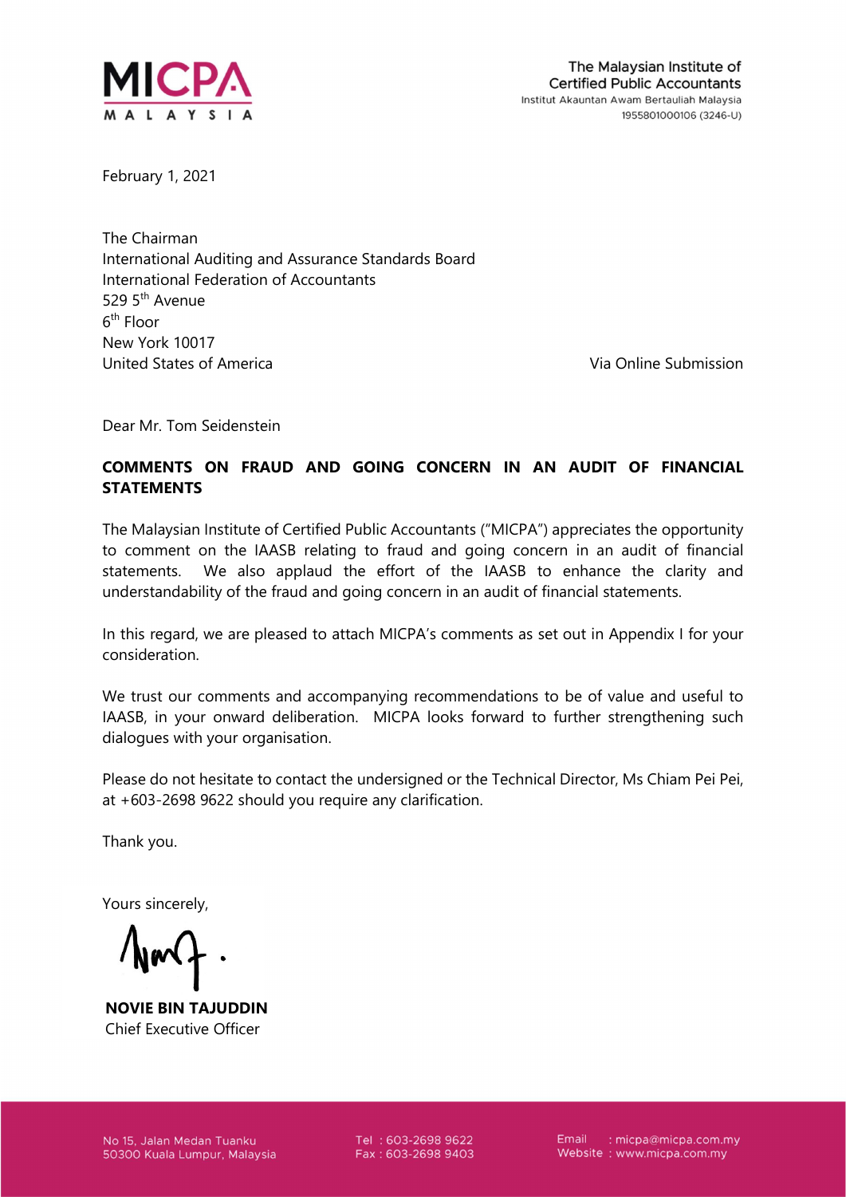**MICPA**
**MALAYSIA**

The Malaysian Institute of Certified Public Accountants
Institut Akauntan Awam Bertauliah Malaysia
1955801000106 (3246-U)

February 1, 2021

The Chairman
International Auditing and Assurance Standards Board
International Federation of Accountants
529 5th Avenue
6th Floor
New York 10017
United States of America

Via Online Submission

Dear Mr. Tom Seidenstein

**COMMENTS ON FRAUD AND GOING CONCERN IN AN AUDIT OF FINANCIAL STATEMENTS**

The Malaysian Institute of Certified Public Accountants ("MICPA") appreciates the opportunity to comment on the IAASB relating to fraud and going concern in an audit of financial statements. We also applaud the effort of the IAASB to enhance the clarity and understandability of the fraud and going concern in an audit of financial statements.

In this regard, we are pleased to attach MICPA's comments as set out in Appendix I for your consideration.

We trust our comments and accompanying recommendations to be of value and useful to IAASB, in your onward deliberation. MICPA looks forward to further strengthening such dialogues with your organisation.

Please do not hesitate to contact the undersigned or the Technical Director, Ms Chiam Pei Pei, at +603-2698 9622 should you require any clarification.

Thank you.

Yours sincerely,

**NOVIE BIN TAJUDDIN**
Chief Executive Officer

No 15, Jalan Medan Tuanku
50300 Kuala Lumpur, Malaysia

Tel : 603-2698 9622
Fax : 603-2698 9403

Email : micpa@micpa.com.my
Website : www.micpa.com.my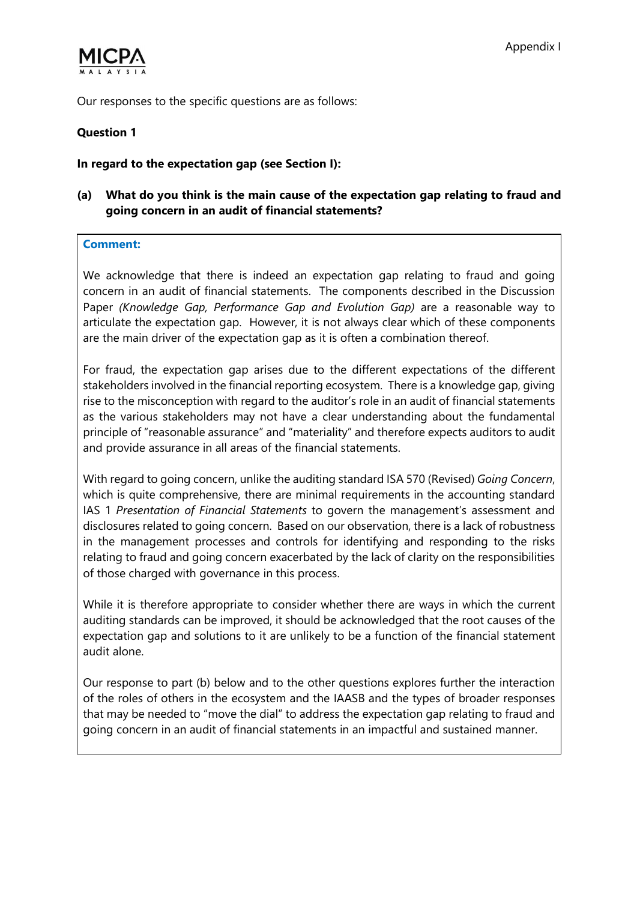Our responses to the specific questions are as follows:

**Question 1**

**In regard to the expectation gap (see Section I):**

**(a) What do you think is the main cause of the expectation gap relating to fraud and going concern in an audit of financial statements?**

**Comment:**

We acknowledge that there is indeed an expectation gap relating to fraud and going concern in an audit of financial statements. The components described in the Discussion Paper *(Knowledge Gap, Performance Gap and Evolution Gap)* are a reasonable way to articulate the expectation gap. However, it is not always clear which of these components are the main driver of the expectation gap as it is often a combination thereof.

For fraud, the expectation gap arises due to the different expectations of the different stakeholders involved in the financial reporting ecosystem. There is a knowledge gap, giving rise to the misconception with regard to the auditor's role in an audit of financial statements as the various stakeholders may not have a clear understanding about the fundamental principle of "reasonable assurance" and "materiality" and therefore expects auditors to audit and provide assurance in all areas of the financial statements.

With regard to going concern, unlike the auditing standard ISA 570 (Revised) *Going Concern*, which is quite comprehensive, there are minimal requirements in the accounting standard IAS 1 *Presentation of Financial Statements* to govern the management's assessment and disclosures related to going concern. Based on our observation, there is a lack of robustness in the management processes and controls for identifying and responding to the risks relating to fraud and going concern exacerbated by the lack of clarity on the responsibilities of those charged with governance in this process.

While it is therefore appropriate to consider whether there are ways in which the current auditing standards can be improved, it should be acknowledged that the root causes of the expectation gap and solutions to it are unlikely to be a function of the financial statement audit alone.

Our response to part (b) below and to the other questions explores further the interaction of the roles of others in the ecosystem and the IAASB and the types of broader responses that may be needed to "move the dial" to address the expectation gap relating to fraud and going concern in an audit of financial statements in an impactful and sustained manner.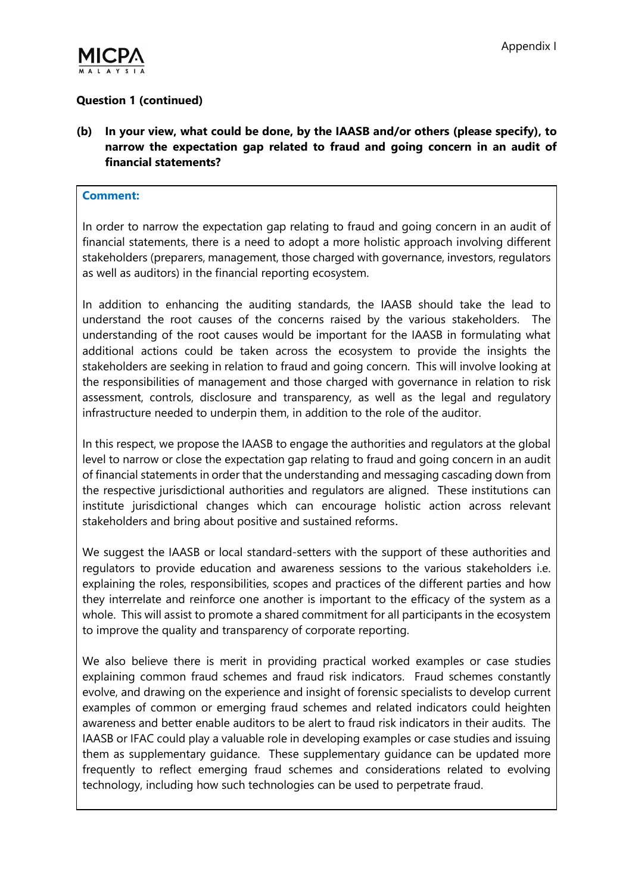**Question 1 (continued)**

**(b) In your view, what could be done, by the IAASB and/or others (please specify), to narrow the expectation gap related to fraud and going concern in an audit of financial statements?**

**Comment:**

In order to narrow the expectation gap relating to fraud and going concern in an audit of financial statements, there is a need to adopt a more holistic approach involving different stakeholders (preparers, management, those charged with governance, investors, regulators as well as auditors) in the financial reporting ecosystem.

In addition to enhancing the auditing standards, the IAASB should take the lead to understand the root causes of the concerns raised by the various stakeholders. The understanding of the root causes would be important for the IAASB in formulating what additional actions could be taken across the ecosystem to provide the insights the stakeholders are seeking in relation to fraud and going concern. This will involve looking at the responsibilities of management and those charged with governance in relation to risk assessment, controls, disclosure and transparency, as well as the legal and regulatory infrastructure needed to underpin them, in addition to the role of the auditor.

In this respect, we propose the IAASB to engage the authorities and regulators at the global level to narrow or close the expectation gap relating to fraud and going concern in an audit of financial statements in order that the understanding and messaging cascading down from the respective jurisdictional authorities and regulators are aligned. These institutions can institute jurisdictional changes which can encourage holistic action across relevant stakeholders and bring about positive and sustained reforms.

We suggest the IAASB or local standard-setters with the support of these authorities and regulators to provide education and awareness sessions to the various stakeholders i.e. explaining the roles, responsibilities, scopes and practices of the different parties and how they interrelate and reinforce one another is important to the efficacy of the system as a whole. This will assist to promote a shared commitment for all participants in the ecosystem to improve the quality and transparency of corporate reporting.

We also believe there is merit in providing practical worked examples or case studies explaining common fraud schemes and fraud risk indicators. Fraud schemes constantly evolve, and drawing on the experience and insight of forensic specialists to develop current examples of common or emerging fraud schemes and related indicators could heighten awareness and better enable auditors to be alert to fraud risk indicators in their audits. The IAASB or IFAC could play a valuable role in developing examples or case studies and issuing them as supplementary guidance. These supplementary guidance can be updated more frequently to reflect emerging fraud schemes and considerations related to evolving technology, including how such technologies can be used to perpetrate fraud.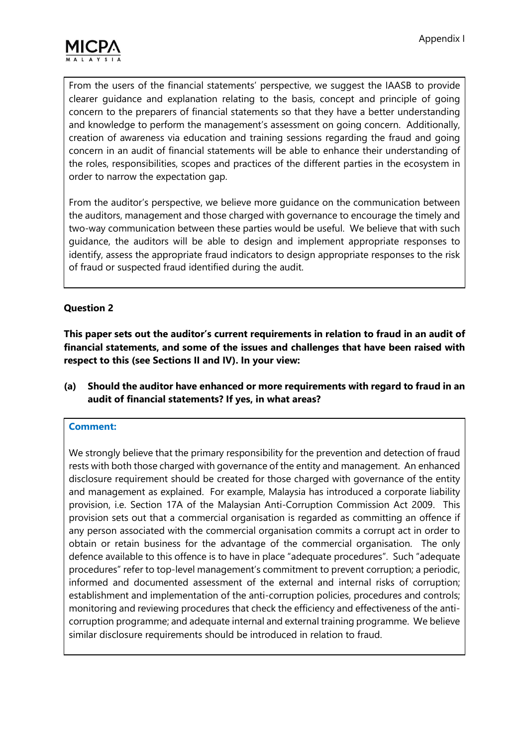From the users of the financial statements' perspective, we suggest the IAASB to provide clearer guidance and explanation relating to the basis, concept and principle of going concern to the preparers of financial statements so that they have a better understanding and knowledge to perform the management's assessment on going concern. Additionally, creation of awareness via education and training sessions regarding the fraud and going concern in an audit of financial statements will be able to enhance their understanding of the roles, responsibilities, scopes and practices of the different parties in the ecosystem in order to narrow the expectation gap.

From the auditor's perspective, we believe more guidance on the communication between the auditors, management and those charged with governance to encourage the timely and two-way communication between these parties would be useful. We believe that with such guidance, the auditors will be able to design and implement appropriate responses to identify, assess the appropriate fraud indicators to design appropriate responses to the risk of fraud or suspected fraud identified during the audit.

**Question 2**

**This paper sets out the auditor's current requirements in relation to fraud in an audit of financial statements, and some of the issues and challenges that have been raised with respect to this (see Sections II and IV). In your view:**

**(a) Should the auditor have enhanced or more requirements with regard to fraud in an audit of financial statements? If yes, in what areas?**

**Comment:**

We strongly believe that the primary responsibility for the prevention and detection of fraud rests with both those charged with governance of the entity and management. An enhanced disclosure requirement should be created for those charged with governance of the entity and management as explained. For example, Malaysia has introduced a corporate liability provision, i.e. Section 17A of the Malaysian Anti-Corruption Commission Act 2009. This provision sets out that a commercial organisation is regarded as committing an offence if any person associated with the commercial organisation commits a corrupt act in order to obtain or retain business for the advantage of the commercial organisation. The only defence available to this offence is to have in place "adequate procedures". Such "adequate procedures" refer to top-level management's commitment to prevent corruption; a periodic, informed and documented assessment of the external and internal risks of corruption; establishment and implementation of the anti-corruption policies, procedures and controls; monitoring and reviewing procedures that check the efficiency and effectiveness of the anti-corruption programme; and adequate internal and external training programme. We believe similar disclosure requirements should be introduced in relation to fraud.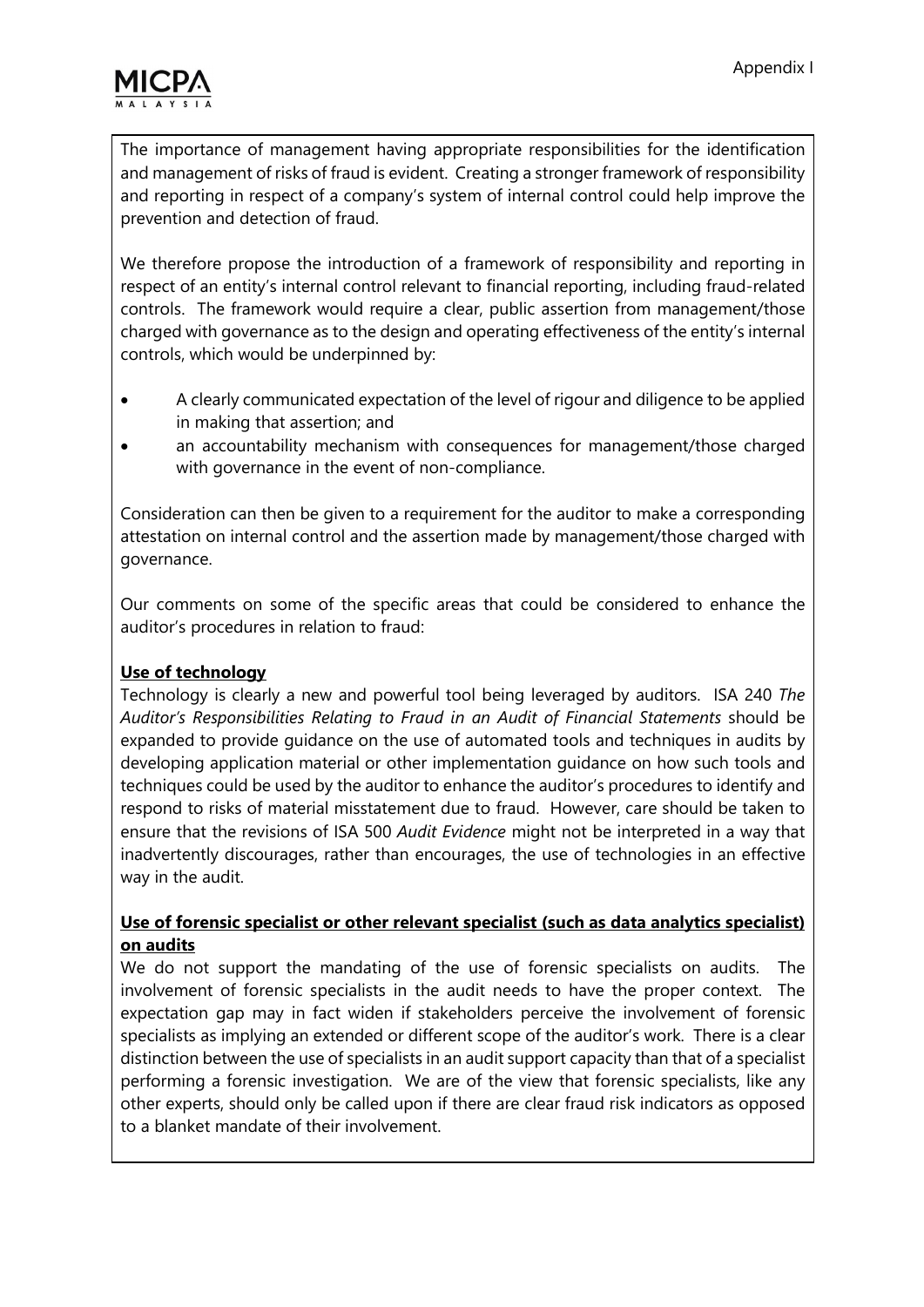The importance of management having appropriate responsibilities for the identification and management of risks of fraud is evident. Creating a stronger framework of responsibility and reporting in respect of a company's system of internal control could help improve the prevention and detection of fraud.

We therefore propose the introduction of a framework of responsibility and reporting in respect of an entity's internal control relevant to financial reporting, including fraud-related controls. The framework would require a clear, public assertion from management/those charged with governance as to the design and operating effectiveness of the entity's internal controls, which would be underpinned by:

- A clearly communicated expectation of the level of rigour and diligence to be applied in making that assertion; and
- an accountability mechanism with consequences for management/those charged with governance in the event of non-compliance.

Consideration can then be given to a requirement for the auditor to make a corresponding attestation on internal control and the assertion made by management/those charged with governance.

Our comments on some of the specific areas that could be considered to enhance the auditor's procedures in relation to fraud:

**Use of technology**

Technology is clearly a new and powerful tool being leveraged by auditors. ISA 240 *The Auditor's Responsibilities Relating to Fraud in an Audit of Financial Statements* should be expanded to provide guidance on the use of automated tools and techniques in audits by developing application material or other implementation guidance on how such tools and techniques could be used by the auditor to enhance the auditor's procedures to identify and respond to risks of material misstatement due to fraud. However, care should be taken to ensure that the revisions of ISA 500 *Audit Evidence* might not be interpreted in a way that inadvertently discourages, rather than encourages, the use of technologies in an effective way in the audit.

**Use of forensic specialist or other relevant specialist (such as data analytics specialist) on audits**

We do not support the mandating of the use of forensic specialists on audits. The involvement of forensic specialists in the audit needs to have the proper context. The expectation gap may in fact widen if stakeholders perceive the involvement of forensic specialists as implying an extended or different scope of the auditor's work. There is a clear distinction between the use of specialists in an audit support capacity than that of a specialist performing a forensic investigation. We are of the view that forensic specialists, like any other experts, should only be called upon if there are clear fraud risk indicators as opposed to a blanket mandate of their involvement.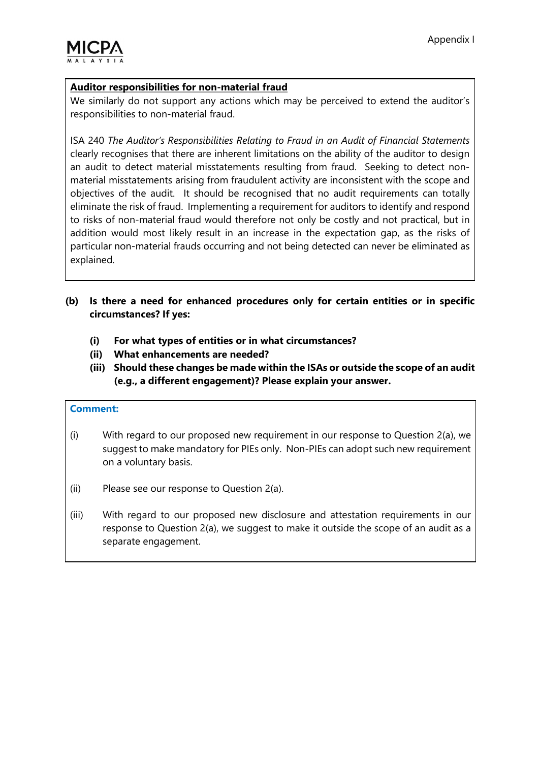**Auditor responsibilities for non-material fraud**

We similarly do not support any actions which may be perceived to extend the auditor's responsibilities to non-material fraud.

ISA 240 *The Auditor's Responsibilities Relating to Fraud in an Audit of Financial Statements* clearly recognises that there are inherent limitations on the ability of the auditor to design an audit to detect material misstatements resulting from fraud. Seeking to detect non-material misstatements arising from fraudulent activity are inconsistent with the scope and objectives of the audit. It should be recognised that no audit requirements can totally eliminate the risk of fraud. Implementing a requirement for auditors to identify and respond to risks of non-material fraud would therefore not only be costly and not practical, but in addition would most likely result in an increase in the expectation gap, as the risks of particular non-material frauds occurring and not being detected can never be eliminated as explained.

**(b) Is there a need for enhanced procedures only for certain entities or in specific circumstances? If yes:**

- **(i) For what types of entities or in what circumstances?**
- **(ii) What enhancements are needed?**
- **(iii) Should these changes be made within the ISAs or outside the scope of an audit (e.g., a different engagement)? Please explain your answer.**

**Comment:**

(i) With regard to our proposed new requirement in our response to Question 2(a), we suggest to make mandatory for PIEs only. Non-PIEs can adopt such new requirement on a voluntary basis.

(ii) Please see our response to Question 2(a).

(iii) With regard to our proposed new disclosure and attestation requirements in our response to Question 2(a), we suggest to make it outside the scope of an audit as a separate engagement.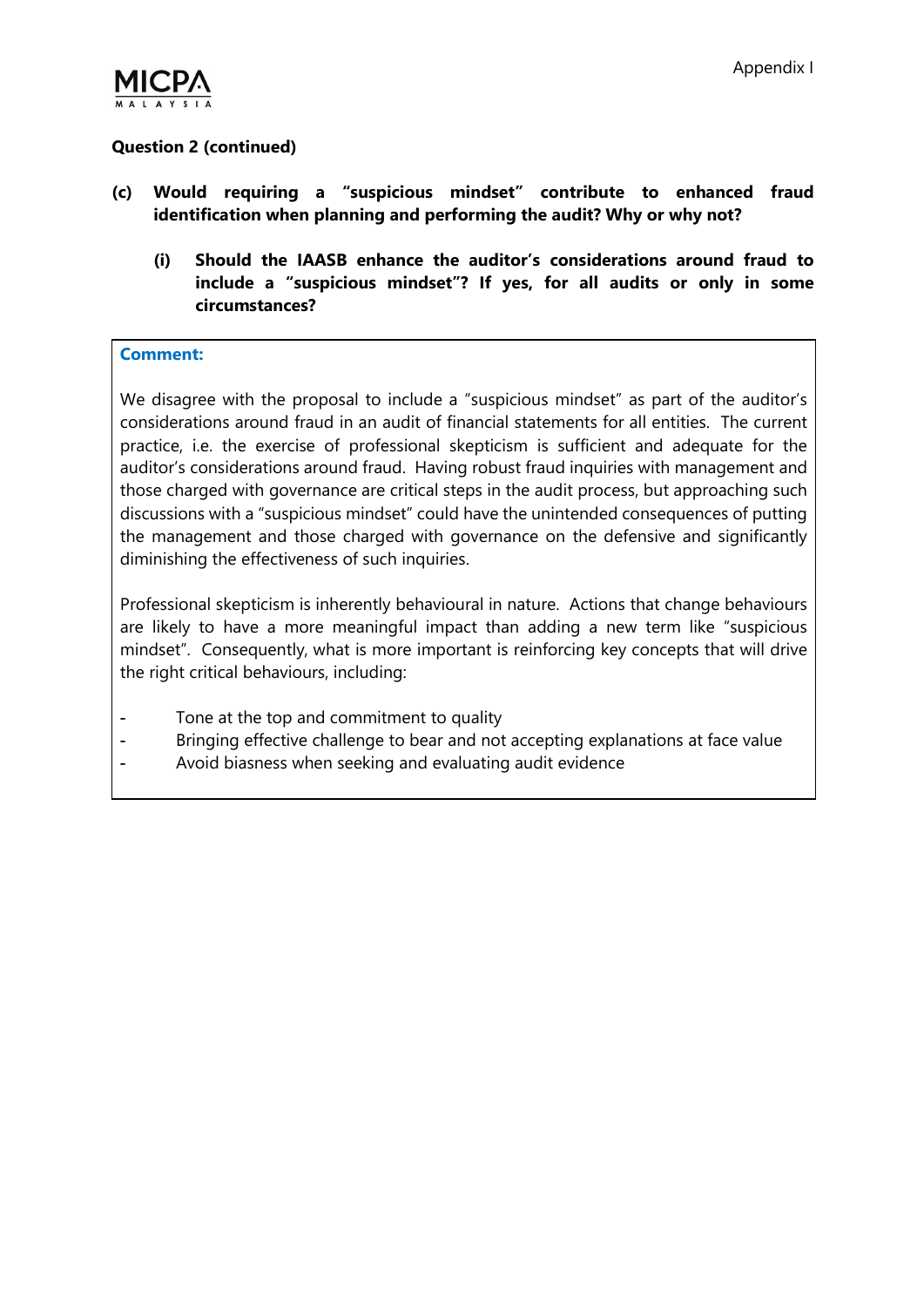**Question 2 (continued)**

**(c) Would requiring a "suspicious mindset" contribute to enhanced fraud identification when planning and performing the audit? Why or why not?**

**(i) Should the IAASB enhance the auditor's considerations around fraud to include a "suspicious mindset"? If yes, for all audits or only in some circumstances?**

**Comment:**

We disagree with the proposal to include a "suspicious mindset" as part of the auditor's considerations around fraud in an audit of financial statements for all entities. The current practice, i.e. the exercise of professional skepticism is sufficient and adequate for the auditor's considerations around fraud. Having robust fraud inquiries with management and those charged with governance are critical steps in the audit process, but approaching such discussions with a "suspicious mindset" could have the unintended consequences of putting the management and those charged with governance on the defensive and significantly diminishing the effectiveness of such inquiries.

Professional skepticism is inherently behavioural in nature. Actions that change behaviours are likely to have a more meaningful impact than adding a new term like "suspicious mindset". Consequently, what is more important is reinforcing key concepts that will drive the right critical behaviours, including:

- Tone at the top and commitment to quality
- Bringing effective challenge to bear and not accepting explanations at face value
- Avoid biasness when seeking and evaluating audit evidence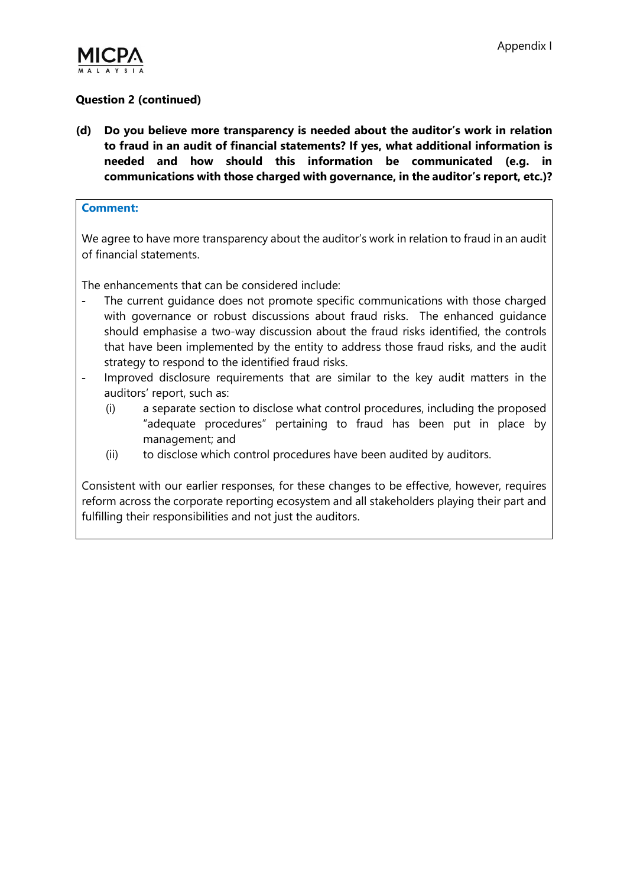**Question 2 (continued)**

**(d) Do you believe more transparency is needed about the auditor's work in relation to fraud in an audit of financial statements? If yes, what additional information is needed and how should this information be communicated (e.g. in communications with those charged with governance, in the auditor's report, etc.)?**

**Comment:**

We agree to have more transparency about the auditor's work in relation to fraud in an audit of financial statements.

The enhancements that can be considered include:

- The current guidance does not promote specific communications with those charged with governance or robust discussions about fraud risks. The enhanced guidance should emphasise a two-way discussion about the fraud risks identified, the controls that have been implemented by the entity to address those fraud risks, and the audit strategy to respond to the identified fraud risks.
- Improved disclosure requirements that are similar to the key audit matters in the auditors' report, such as:
  - (i) a separate section to disclose what control procedures, including the proposed "adequate procedures" pertaining to fraud has been put in place by management; and
  - (ii) to disclose which control procedures have been audited by auditors.

Consistent with our earlier responses, for these changes to be effective, however, requires reform across the corporate reporting ecosystem and all stakeholders playing their part and fulfilling their responsibilities and not just the auditors.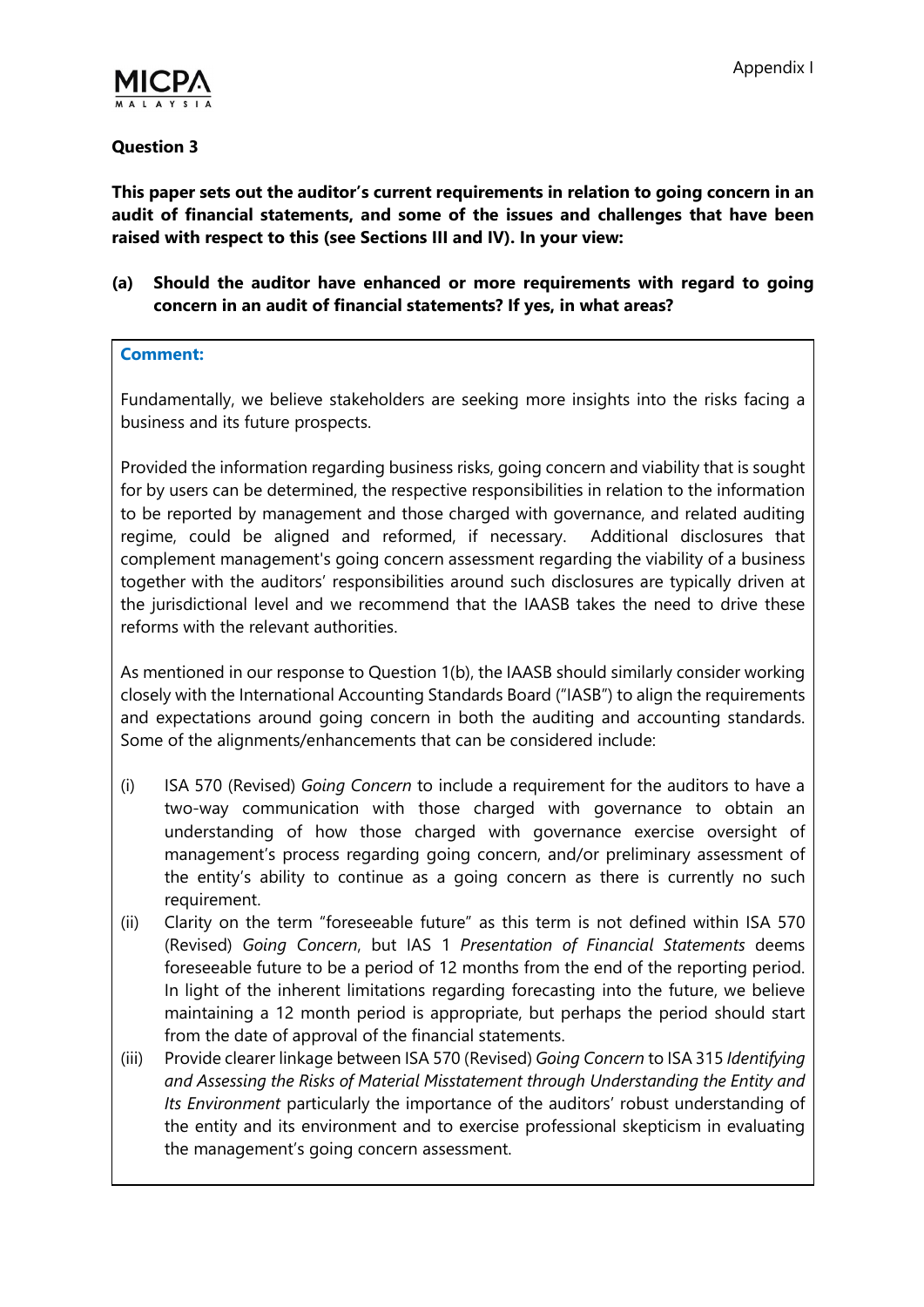**Question 3**

**This paper sets out the auditor's current requirements in relation to going concern in an audit of financial statements, and some of the issues and challenges that have been raised with respect to this (see Sections III and IV). In your view:**

**(a) Should the auditor have enhanced or more requirements with regard to going concern in an audit of financial statements? If yes, in what areas?**

**Comment:**

Fundamentally, we believe stakeholders are seeking more insights into the risks facing a business and its future prospects.

Provided the information regarding business risks, going concern and viability that is sought for by users can be determined, the respective responsibilities in relation to the information to be reported by management and those charged with governance, and related auditing regime, could be aligned and reformed, if necessary. Additional disclosures that complement management's going concern assessment regarding the viability of a business together with the auditors' responsibilities around such disclosures are typically driven at the jurisdictional level and we recommend that the IAASB takes the need to drive these reforms with the relevant authorities.

As mentioned in our response to Question 1(b), the IAASB should similarly consider working closely with the International Accounting Standards Board ("IASB") to align the requirements and expectations around going concern in both the auditing and accounting standards. Some of the alignments/enhancements that can be considered include:

(i) ISA 570 (Revised) *Going Concern* to include a requirement for the auditors to have a two-way communication with those charged with governance to obtain an understanding of how those charged with governance exercise oversight of management's process regarding going concern, and/or preliminary assessment of the entity's ability to continue as a going concern as there is currently no such requirement.

(ii) Clarity on the term "foreseeable future" as this term is not defined within ISA 570 (Revised) *Going Concern*, but IAS 1 *Presentation of Financial Statements* deems foreseeable future to be a period of 12 months from the end of the reporting period. In light of the inherent limitations regarding forecasting into the future, we believe maintaining a 12 month period is appropriate, but perhaps the period should start from the date of approval of the financial statements.

(iii) Provide clearer linkage between ISA 570 (Revised) *Going Concern* to ISA 315 *Identifying and Assessing the Risks of Material Misstatement through Understanding the Entity and Its Environment* particularly the importance of the auditors' robust understanding of the entity and its environment and to exercise professional skepticism in evaluating the management's going concern assessment.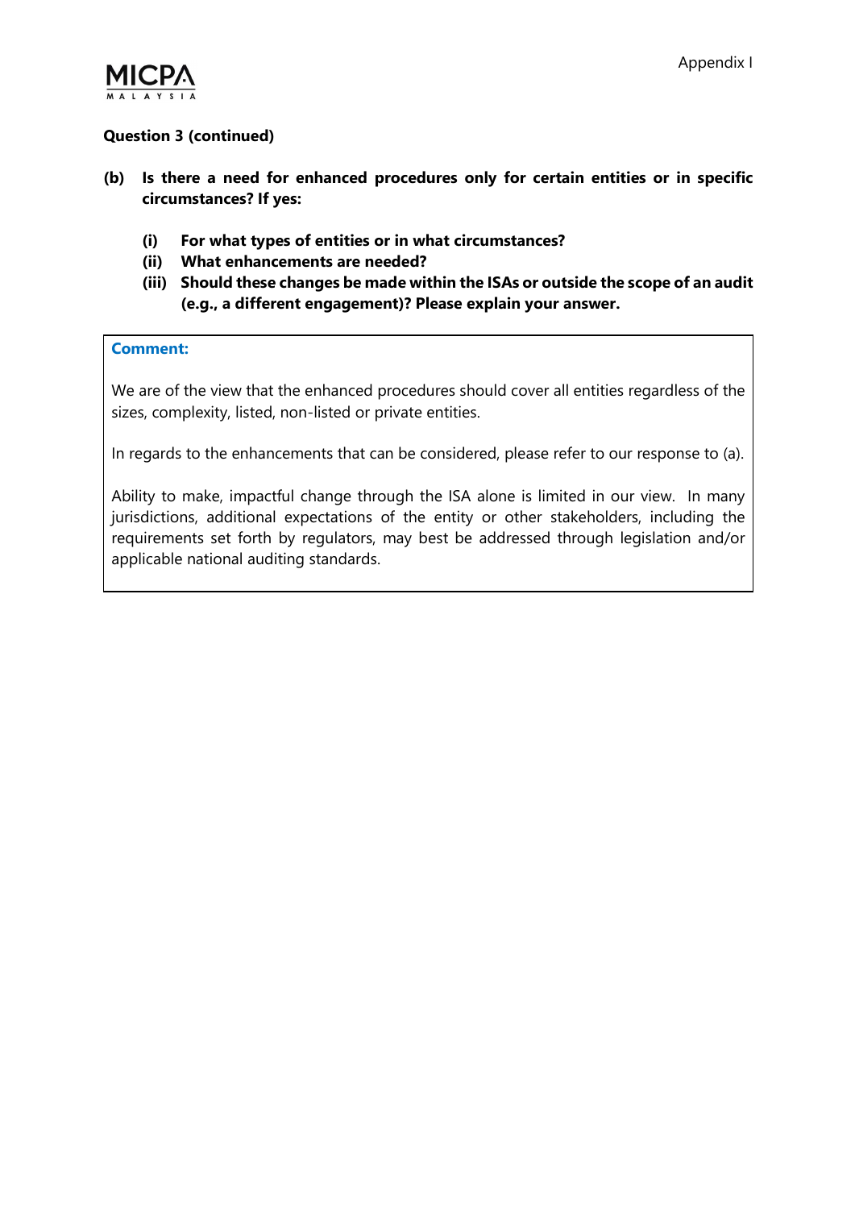**Question 3 (continued)**

**(b) Is there a need for enhanced procedures only for certain entities or in specific circumstances? If yes:**

- **(i) For what types of entities or in what circumstances?**
- **(ii) What enhancements are needed?**
- **(iii) Should these changes be made within the ISAs or outside the scope of an audit (e.g., a different engagement)? Please explain your answer.**

**Comment:**

We are of the view that the enhanced procedures should cover all entities regardless of the sizes, complexity, listed, non-listed or private entities.

In regards to the enhancements that can be considered, please refer to our response to (a).

Ability to make, impactful change through the ISA alone is limited in our view. In many jurisdictions, additional expectations of the entity or other stakeholders, including the requirements set forth by regulators, may best be addressed through legislation and/or applicable national auditing standards.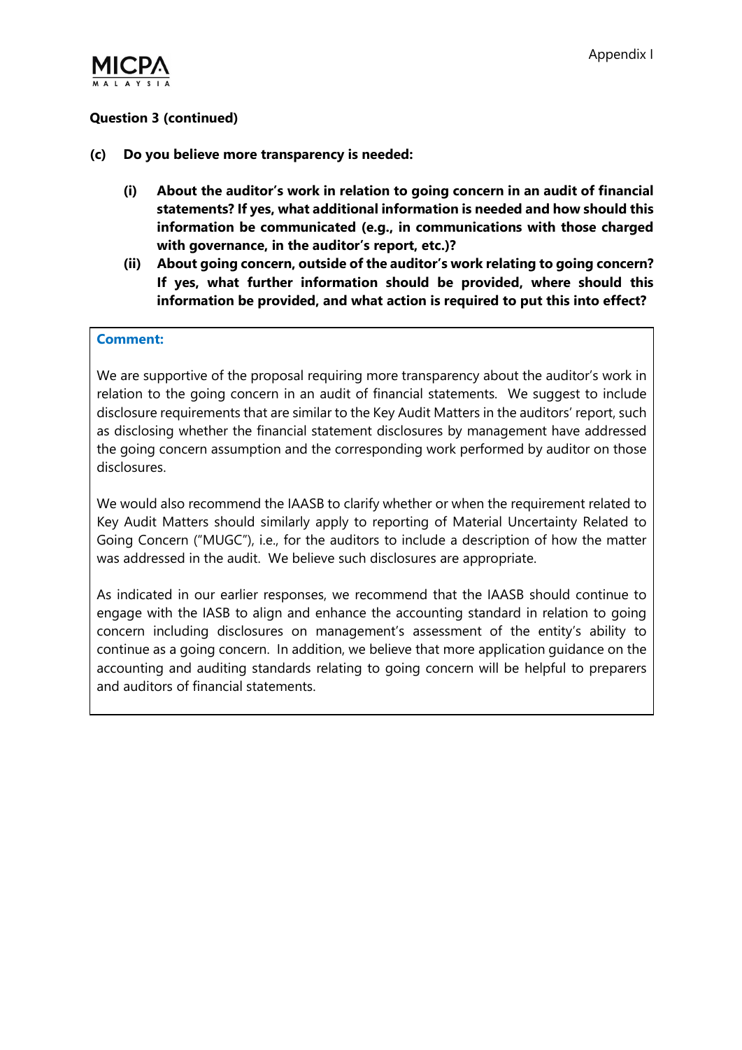**Question 3 (continued)**

**(c) Do you believe more transparency is needed:**

**(i) About the auditor's work in relation to going concern in an audit of financial statements? If yes, what additional information is needed and how should this information be communicated (e.g., in communications with those charged with governance, in the auditor's report, etc.)?**

**(ii) About going concern, outside of the auditor's work relating to going concern? If yes, what further information should be provided, where should this information be provided, and what action is required to put this into effect?**

**Comment:**

We are supportive of the proposal requiring more transparency about the auditor's work in relation to the going concern in an audit of financial statements. We suggest to include disclosure requirements that are similar to the Key Audit Matters in the auditors' report, such as disclosing whether the financial statement disclosures by management have addressed the going concern assumption and the corresponding work performed by auditor on those disclosures.

We would also recommend the IAASB to clarify whether or when the requirement related to Key Audit Matters should similarly apply to reporting of Material Uncertainty Related to Going Concern ("MUGC"), i.e., for the auditors to include a description of how the matter was addressed in the audit. We believe such disclosures are appropriate.

As indicated in our earlier responses, we recommend that the IAASB should continue to engage with the IASB to align and enhance the accounting standard in relation to going concern including disclosures on management's assessment of the entity's ability to continue as a going concern. In addition, we believe that more application guidance on the accounting and auditing standards relating to going concern will be helpful to preparers and auditors of financial statements.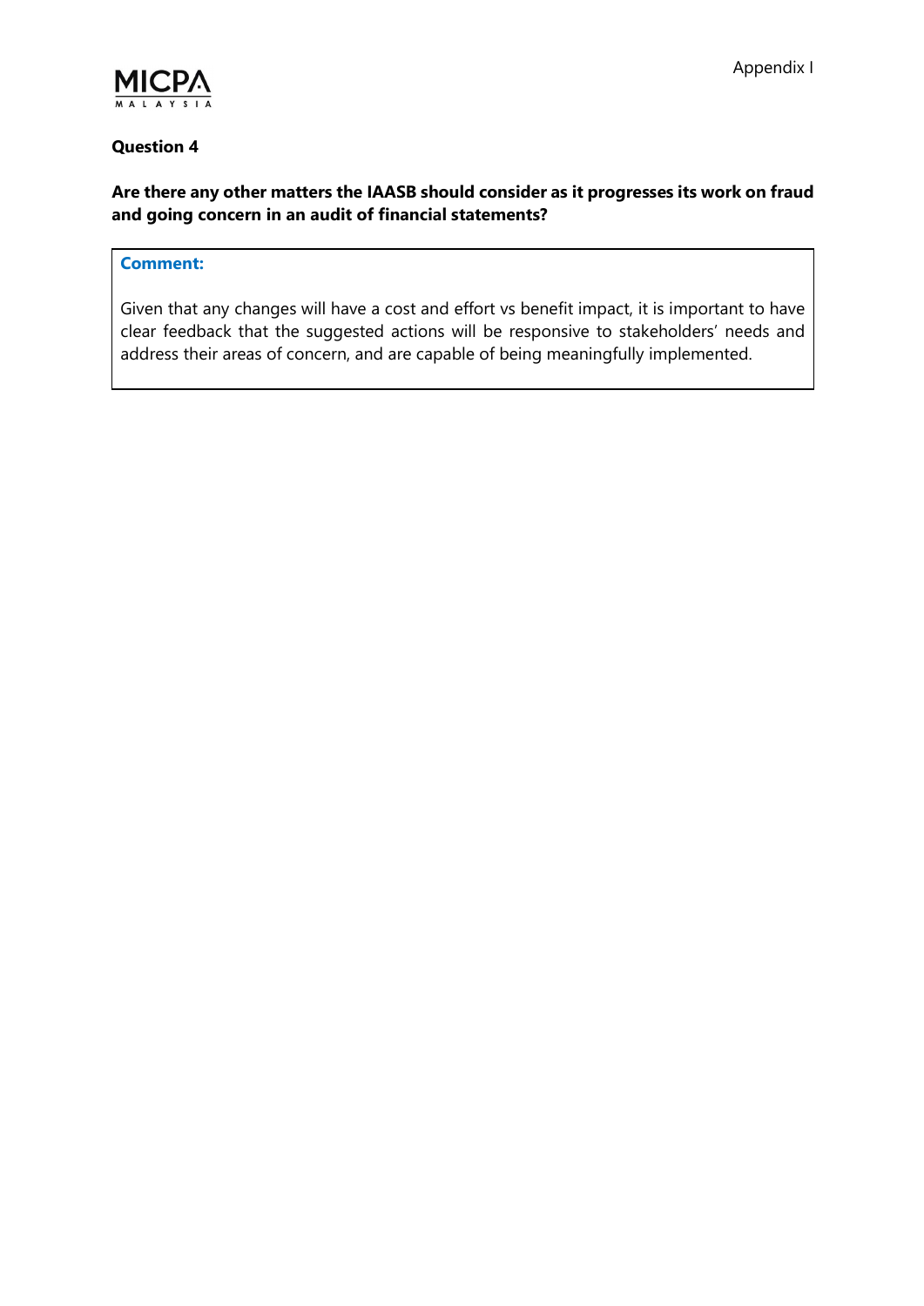Appendix I

MICPA
MALAYSIA

**Question 4**

**Are there any other matters the IAASB should consider as it progresses its work on fraud and going concern in an audit of financial statements?**

**Comment:**

Given that any changes will have a cost and effort vs benefit impact, it is important to have clear feedback that the suggested actions will be responsive to stakeholders' needs and address their areas of concern, and are capable of being meaningfully implemented.